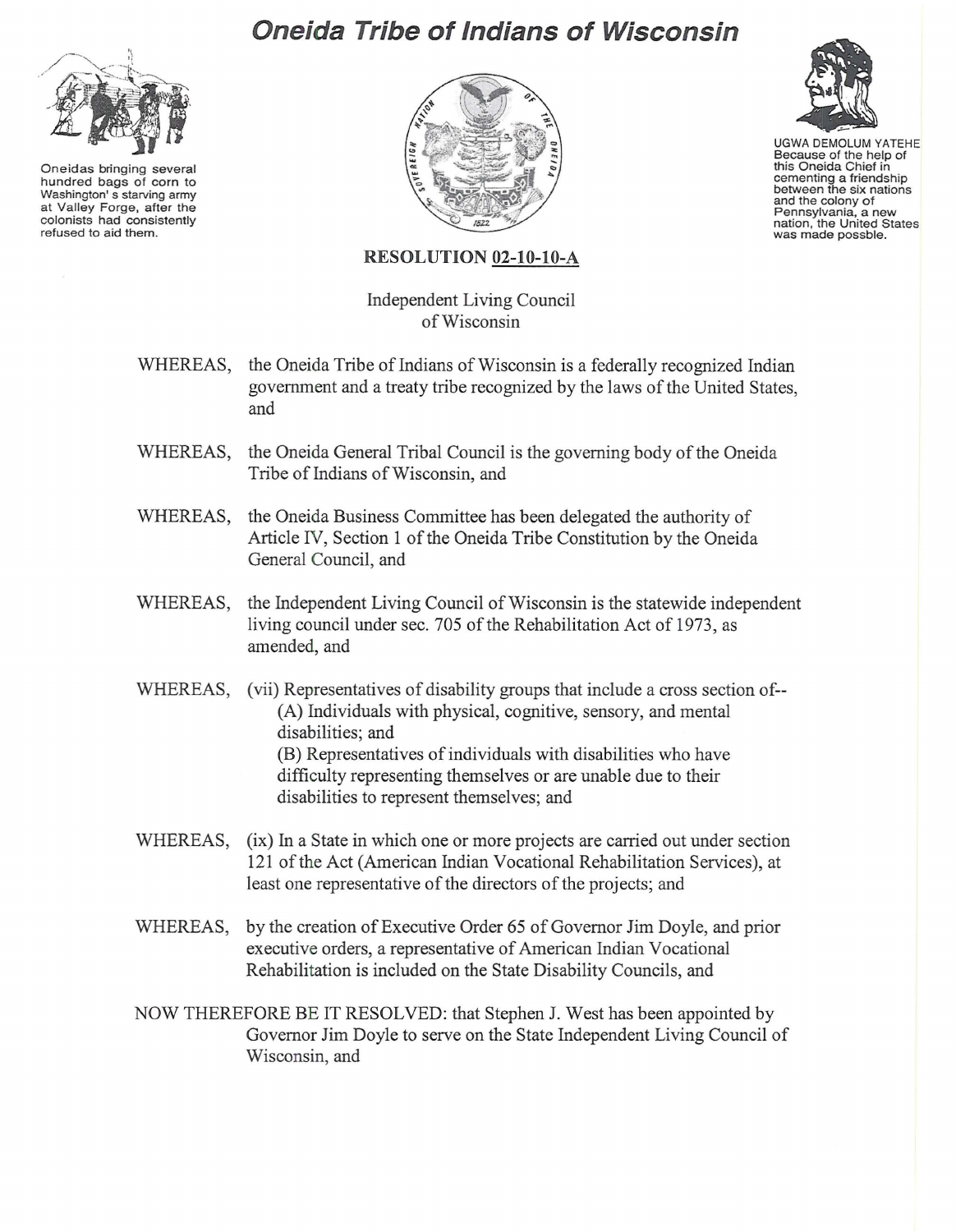# Oneida Tribe of Indians of Wisconsin

Oneidas bringing several hundred bags of corn to Washington's starving army at Valley Forge, after the colonists had consistently refused to aid them.

UGWA DEMOLUM YATEHE
Because of the help of this Oneida Chief in cementing a friendship between the six nations and the colony of Pennsylvania, a new nation, the United States was made possble.

## RESOLUTION 02-10-10-A

Independent Living Council
of Wisconsin

WHEREAS, the Oneida Tribe of Indians of Wisconsin is a federally recognized Indian government and a treaty tribe recognized by the laws of the United States, and

WHEREAS, the Oneida General Tribal Council is the governing body of the Oneida Tribe of Indians of Wisconsin, and

WHEREAS, the Oneida Business Committee has been delegated the authority of Article IV, Section 1 of the Oneida Tribe Constitution by the Oneida General Council, and

WHEREAS, the Independent Living Council of Wisconsin is the statewide independent living council under sec. 705 of the Rehabilitation Act of 1973, as amended, and

WHEREAS, (vii) Representatives of disability groups that include a cross section of--
(A) Individuals with physical, cognitive, sensory, and mental disabilities; and
(B) Representatives of individuals with disabilities who have difficulty representing themselves or are unable due to their disabilities to represent themselves; and

WHEREAS, (ix) In a State in which one or more projects are carried out under section 121 of the Act (American Indian Vocational Rehabilitation Services), at least one representative of the directors of the projects; and

WHEREAS, by the creation of Executive Order 65 of Governor Jim Doyle, and prior executive orders, a representative of American Indian Vocational Rehabilitation is included on the State Disability Councils, and

NOW THEREFORE BE IT RESOLVED: that Stephen J. West has been appointed by Governor Jim Doyle to serve on the State Independent Living Council of Wisconsin, and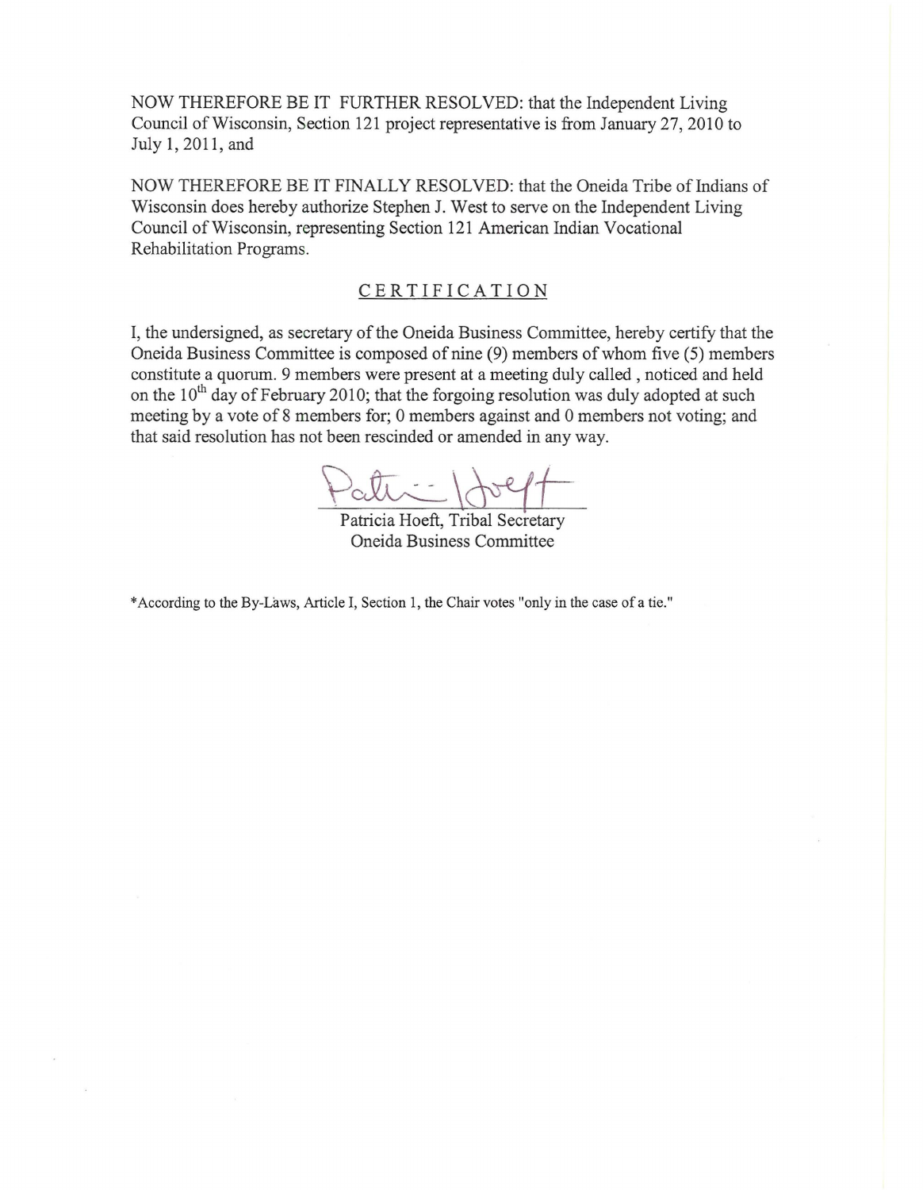NOW THEREFORE BE IT FURTHER RESOLVED: that the Independent Living Council of Wisconsin, Section 121 project representative is from January 27, 2010 to July 1, 2011, and

NOW THEREFORE BE IT FINALLY RESOLVED: that the Oneida Tribe of Indians of Wisconsin does hereby authorize Stephen J. West to serve on the Independent Living Council of Wisconsin, representing Section 121 American Indian Vocational Rehabilitation Programs.

## CERTIFICATION

I, the undersigned, as secretary of the Oneida Business Committee, hereby certify that the Oneida Business Committee is composed of nine (9) members of whom five (5) members constitute a quorum. 9 members were present at a meeting duly called , noticed and held on the 10th day of February 2010; that the forgoing resolution was duly adopted at such meeting by a vote of 8 members for; 0 members against and 0 members not voting; and that said resolution has not been rescinded or amended in any way.

Patricia Hoeft, Tribal Secretary
Oneida Business Committee

*According to the By-Laws, Article I, Section 1, the Chair votes "only in the case of a tie."